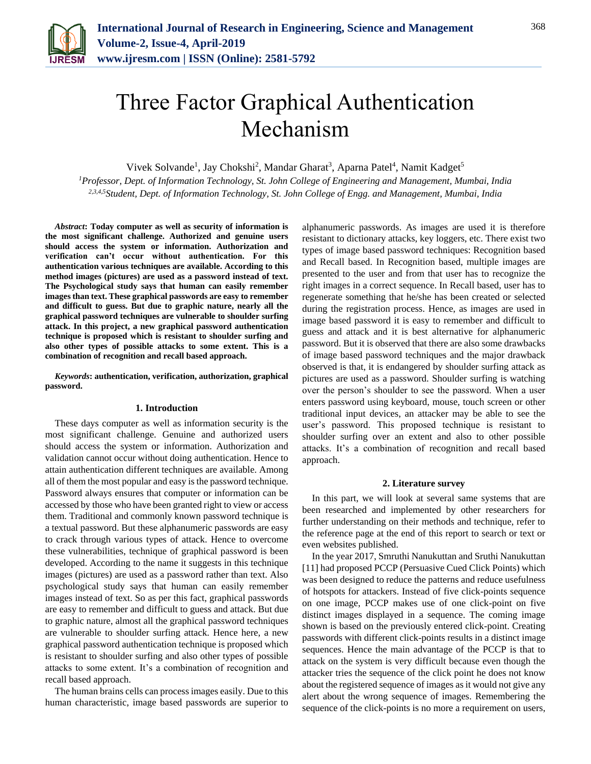# Three Factor Graphical Authentication Mechanism

Vivek Solvande[1], Jay Chokshi[2], Mandar Gharat[3], Aparna Patel[4], Namit Kadget[5]

[1]*Professor, Dept. of Information Technology, St. John College of Engineering and Management, Mumbai, India*
[2,3,4,5]*Student, Dept. of Information Technology, St. John College of Engg. and Management, Mumbai, India*

***Abstract*: Today computer as well as security of information is the most significant challenge. Authorized and genuine users should access the system or information. Authorization and verification can't occur without authentication. For this authentication various techniques are available. According to this method images (pictures) are used as a password instead of text. The Psychological study says that human can easily remember images than text. These graphical passwords are easy to remember and difficult to guess. But due to graphic nature, nearly all the graphical password techniques are vulnerable to shoulder surfing attack. In this project, a new graphical password authentication technique is proposed which is resistant to shoulder surfing and also other types of possible attacks to some extent. This is a combination of recognition and recall based approach.**

***Keywords*: authentication, verification, authorization, graphical password.**

## 1. Introduction

These days computer as well as information security is the most significant challenge. Genuine and authorized users should access the system or information. Authorization and validation cannot occur without doing authentication. Hence to attain authentication different techniques are available. Among all of them the most popular and easy is the password technique. Password always ensures that computer or information can be accessed by those who have been granted right to view or access them. Traditional and commonly known password technique is a textual password. But these alphanumeric passwords are easy to crack through various types of attack. Hence to overcome these vulnerabilities, technique of graphical password is been developed. According to the name it suggests in this technique images (pictures) are used as a password rather than text. Also psychological study says that human can easily remember images instead of text. So as per this fact, graphical passwords are easy to remember and difficult to guess and attack. But due to graphic nature, almost all the graphical password techniques are vulnerable to shoulder surfing attack. Hence here, a new graphical password authentication technique is proposed which is resistant to shoulder surfing and also other types of possible attacks to some extent. It's a combination of recognition and recall based approach.

The human brains cells can process images easily. Due to this human characteristic, image based passwords are superior to alphanumeric passwords. As images are used it is therefore resistant to dictionary attacks, key loggers, etc. There exist two types of image based password techniques: Recognition based and Recall based. In Recognition based, multiple images are presented to the user and from that user has to recognize the right images in a correct sequence. In Recall based, user has to regenerate something that he/she has been created or selected during the registration process. Hence, as images are used in image based password it is easy to remember and difficult to guess and attack and it is best alternative for alphanumeric password. But it is observed that there are also some drawbacks of image based password techniques and the major drawback observed is that, it is endangered by shoulder surfing attack as pictures are used as a password. Shoulder surfing is watching over the person's shoulder to see the password. When a user enters password using keyboard, mouse, touch screen or other traditional input devices, an attacker may be able to see the user's password. This proposed technique is resistant to shoulder surfing over an extent and also to other possible attacks. It's a combination of recognition and recall based approach.

## 2. Literature survey

In this part, we will look at several same systems that are been researched and implemented by other researchers for further understanding on their methods and technique, refer to the reference page at the end of this report to search or text or even websites published.

In the year 2017, Smruthi Nanukuttan and Sruthi Nanukuttan [11] had proposed PCCP (Persuasive Cued Click Points) which was been designed to reduce the patterns and reduce usefulness of hotspots for attackers. Instead of five click-points sequence on one image, PCCP makes use of one click-point on five distinct images displayed in a sequence. The coming image shown is based on the previously entered click-point. Creating passwords with different click-points results in a distinct image sequences. Hence the main advantage of the PCCP is that to attack on the system is very difficult because even though the attacker tries the sequence of the click point he does not know about the registered sequence of images as it would not give any alert about the wrong sequence of images. Remembering the sequence of the click-points is no more a requirement on users,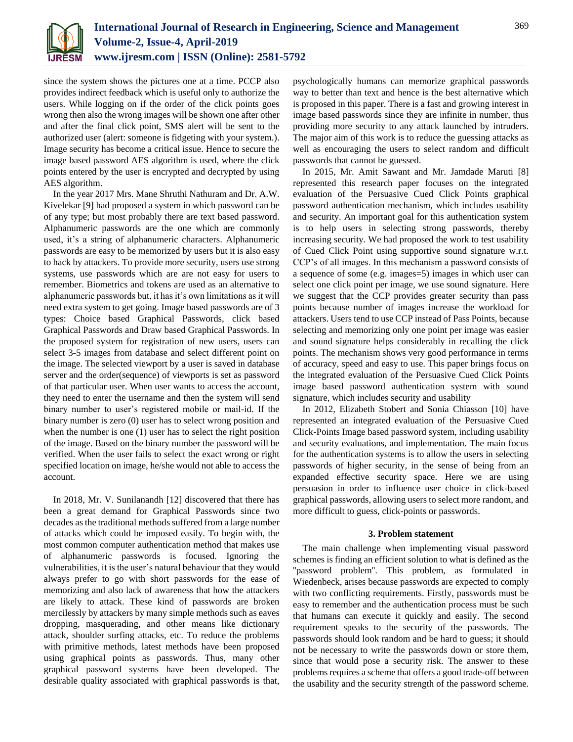since the system shows the pictures one at a time. PCCP also provides indirect feedback which is useful only to authorize the users. While logging on if the order of the click points goes wrong then also the wrong images will be shown one after other and after the final click point, SMS alert will be sent to the authorized user (alert: someone is fidgeting with your system.). Image security has become a critical issue. Hence to secure the image based password AES algorithm is used, where the click points entered by the user is encrypted and decrypted by using AES algorithm.

In the year 2017 Mrs. Mane Shruthi Nathuram and Dr. A.W. Kivelekar [9] had proposed a system in which password can be of any type; but most probably there are text based password. Alphanumeric passwords are the one which are commonly used, it's a string of alphanumeric characters. Alphanumeric passwords are easy to be memorized by users but it is also easy to hack by attackers. To provide more security, users use strong systems, use passwords which are are not easy for users to remember. Biometrics and tokens are used as an alternative to alphanumeric passwords but, it has it's own limitations as it will need extra system to get going. Image based passwords are of 3 types: Choice based Graphical Passwords, click based Graphical Passwords and Draw based Graphical Passwords. In the proposed system for registration of new users, users can select 3-5 images from database and select different point on the image. The selected viewport by a user is saved in database server and the order(sequence) of viewports is set as password of that particular user. When user wants to access the account, they need to enter the username and then the system will send binary number to user's registered mobile or mail-id. If the binary number is zero (0) user has to select wrong position and when the number is one (1) user has to select the right position of the image. Based on the binary number the password will be verified. When the user fails to select the exact wrong or right specified location on image, he/she would not able to access the account.

In 2018, Mr. V. Sunilanandh [12] discovered that there has been a great demand for Graphical Passwords since two decades as the traditional methods suffered from a large number of attacks which could be imposed easily. To begin with, the most common computer authentication method that makes use of alphanumeric passwords is focused. Ignoring the vulnerabilities, it is the user's natural behaviour that they would always prefer to go with short passwords for the ease of memorizing and also lack of awareness that how the attackers are likely to attack. These kind of passwords are broken mercilessly by attackers by many simple methods such as eaves dropping, masquerading, and other means like dictionary attack, shoulder surfing attacks, etc. To reduce the problems with primitive methods, latest methods have been proposed using graphical points as passwords. Thus, many other graphical password systems have been developed. The desirable quality associated with graphical passwords is that, psychologically humans can memorize graphical passwords way to better than text and hence is the best alternative which is proposed in this paper. There is a fast and growing interest in image based passwords since they are infinite in number, thus providing more security to any attack launched by intruders. The major aim of this work is to reduce the guessing attacks as well as encouraging the users to select random and difficult passwords that cannot be guessed.

In 2015, Mr. Amit Sawant and Mr. Jamdade Maruti [8] represented this research paper focuses on the integrated evaluation of the Persuasive Cued Click Points graphical password authentication mechanism, which includes usability and security. An important goal for this authentication system is to help users in selecting strong passwords, thereby increasing security. We had proposed the work to test usability of Cued Click Point using supportive sound signature w.r.t. CCP's of all images. In this mechanism a password consists of a sequence of some (e.g. images=5) images in which user can select one click point per image, we use sound signature. Here we suggest that the CCP provides greater security than pass points because number of images increase the workload for attackers. Users tend to use CCP instead of Pass Points, because selecting and memorizing only one point per image was easier and sound signature helps considerably in recalling the click points. The mechanism shows very good performance in terms of accuracy, speed and easy to use. This paper brings focus on the integrated evaluation of the Persuasive Cued Click Points image based password authentication system with sound signature, which includes security and usability

In 2012, Elizabeth Stobert and Sonia Chiasson [10] have represented an integrated evaluation of the Persuasive Cued Click-Points Image based password system, including usability and security evaluations, and implementation. The main focus for the authentication systems is to allow the users in selecting passwords of higher security, in the sense of being from an expanded effective security space. Here we are using persuasion in order to influence user choice in click-based graphical passwords, allowing users to select more random, and more difficult to guess, click-points or passwords.

## 3. Problem statement

The main challenge when implementing visual password schemes is finding an efficient solution to what is defined as the "password problem". This problem, as formulated in Wiedenbeck, arises because passwords are expected to comply with two conflicting requirements. Firstly, passwords must be easy to remember and the authentication process must be such that humans can execute it quickly and easily. The second requirement speaks to the security of the passwords. The passwords should look random and be hard to guess; it should not be necessary to write the passwords down or store them, since that would pose a security risk. The answer to these problems requires a scheme that offers a good trade-off between the usability and the security strength of the password scheme.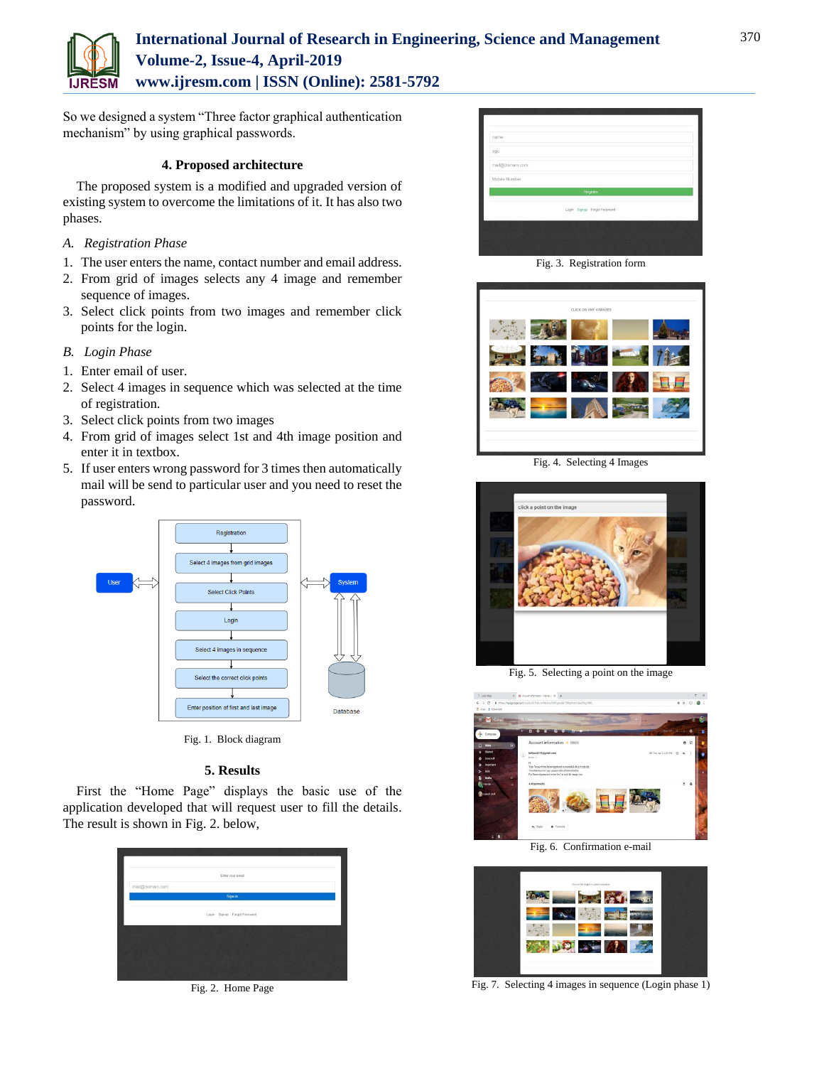So we designed a system "Three factor graphical authentication mechanism" by using graphical passwords.

## 4. Proposed architecture

The proposed system is a modified and upgraded version of existing system to overcome the limitations of it. It has also two phases.

*A. Registration Phase*

1. The user enters the name, contact number and email address.
2. From grid of images selects any 4 image and remember sequence of images.
3. Select click points from two images and remember click points for the login.

*B. Login Phase*

1. Enter email of user.
2. Select 4 images in sequence which was selected at the time of registration.
3. Select click points from two images
4. From grid of images select 1st and 4th image position and enter it in textbox.
5. If user enters wrong password for 3 times then automatically mail will be send to particular user and you need to reset the password.

Fig. 1. Block diagram

## 5. Results

First the "Home Page" displays the basic use of the application developed that will request user to fill the details. The result is shown in Fig. 2. below,

Fig. 2. Home Page

Fig. 3. Registration form

Fig. 4. Selecting 4 Images

Fig. 5. Selecting a point on the image

Fig. 6. Confirmation e-mail

Fig. 7. Selecting 4 images in sequence (Login phase 1)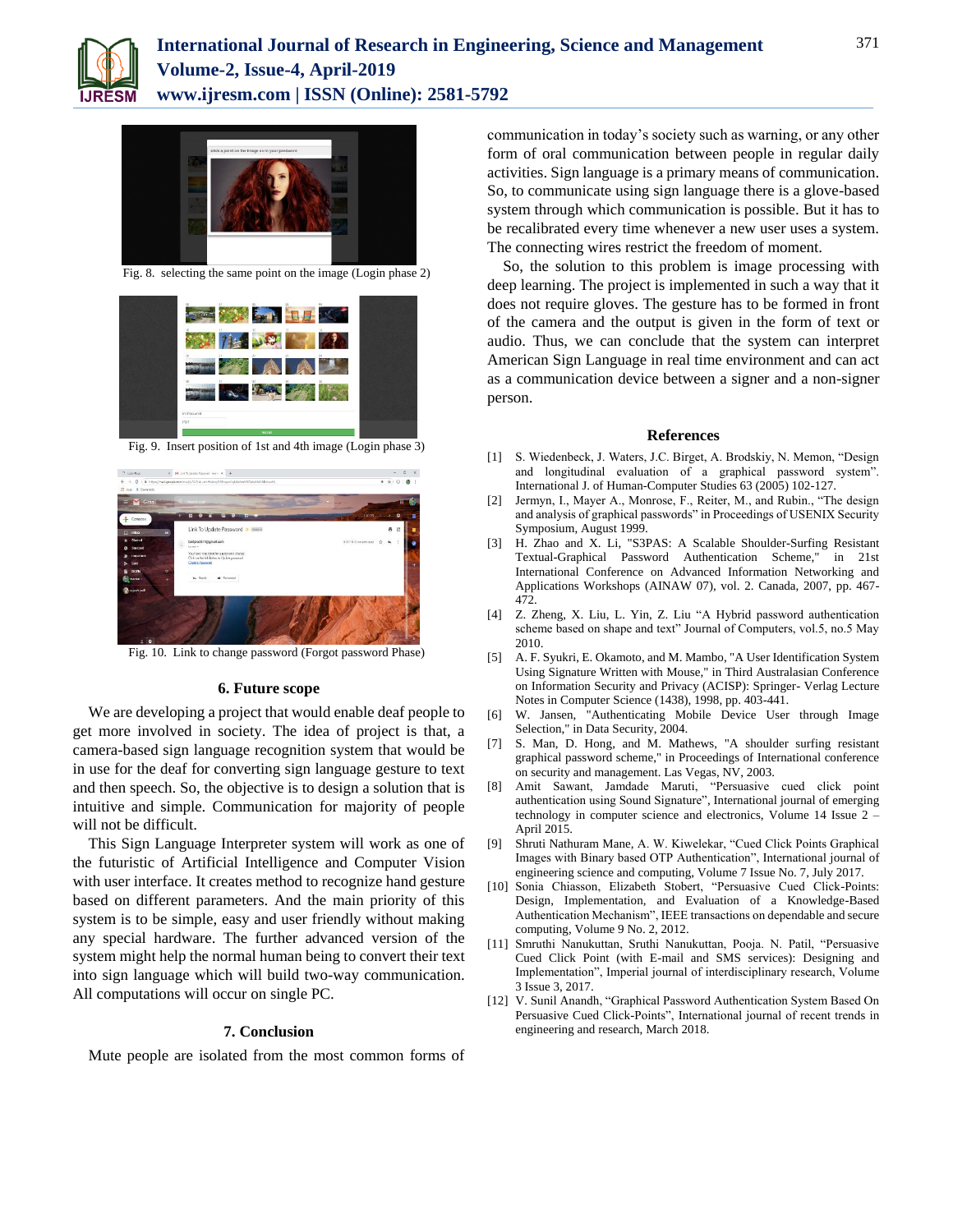Fig. 8. selecting the same point on the image (Login phase 2)

Fig. 9. Insert position of 1st and 4th image (Login phase 3)

Fig. 10. Link to change password (Forgot password Phase)

## 6. Future scope

We are developing a project that would enable deaf people to get more involved in society. The idea of project is that, a camera-based sign language recognition system that would be in use for the deaf for converting sign language gesture to text and then speech. So, the objective is to design a solution that is intuitive and simple. Communication for majority of people will not be difficult.

This Sign Language Interpreter system will work as one of the futuristic of Artificial Intelligence and Computer Vision with user interface. It creates method to recognize hand gesture based on different parameters. And the main priority of this system is to be simple, easy and user friendly without making any special hardware. The further advanced version of the system might help the normal human being to convert their text into sign language which will build two-way communication. All computations will occur on single PC.

## 7. Conclusion

Mute people are isolated from the most common forms of communication in today's society such as warning, or any other form of oral communication between people in regular daily activities. Sign language is a primary means of communication. So, to communicate using sign language there is a glove-based system through which communication is possible. But it has to be recalibrated every time whenever a new user uses a system. The connecting wires restrict the freedom of moment.

So, the solution to this problem is image processing with deep learning. The project is implemented in such a way that it does not require gloves. The gesture has to be formed in front of the camera and the output is given in the form of text or audio. Thus, we can conclude that the system can interpret American Sign Language in real time environment and can act as a communication device between a signer and a non-signer person.

## References

[1] S. Wiedenbeck, J. Waters, J.C. Birget, A. Brodskiy, N. Memon, "Design and longitudinal evaluation of a graphical password system". International J. of Human-Computer Studies 63 (2005) 102-127.

[2] Jermyn, I., Mayer A., Monrose, F., Reiter, M., and Rubin., "The design and analysis of graphical passwords" in Proceedings of USENIX Security Symposium, August 1999.

[3] H. Zhao and X. Li, "S3PAS: A Scalable Shoulder-Surfing Resistant Textual-Graphical Password Authentication Scheme," in 21st International Conference on Advanced Information Networking and Applications Workshops (AINAW 07), vol. 2. Canada, 2007, pp. 467-472.

[4] Z. Zheng, X. Liu, L. Yin, Z. Liu "A Hybrid password authentication scheme based on shape and text" Journal of Computers, vol.5, no.5 May 2010.

[5] A. F. Syukri, E. Okamoto, and M. Mambo, "A User Identification System Using Signature Written with Mouse," in Third Australasian Conference on Information Security and Privacy (ACISP): Springer- Verlag Lecture Notes in Computer Science (1438), 1998, pp. 403-441.

[6] W. Jansen, "Authenticating Mobile Device User through Image Selection," in Data Security, 2004.

[7] S. Man, D. Hong, and M. Mathews, "A shoulder surfing resistant graphical password scheme," in Proceedings of International conference on security and management. Las Vegas, NV, 2003.

[8] Amit Sawant, Jamdade Maruti, "Persuasive cued click point authentication using Sound Signature", International journal of emerging technology in computer science and electronics, Volume 14 Issue 2 – April 2015.

[9] Shruti Nathuram Mane, A. W. Kiwelekar, "Cued Click Points Graphical Images with Binary based OTP Authentication", International journal of engineering science and computing, Volume 7 Issue No. 7, July 2017.

[10] Sonia Chiasson, Elizabeth Stobert, "Persuasive Cued Click-Points: Design, Implementation, and Evaluation of a Knowledge-Based Authentication Mechanism", IEEE transactions on dependable and secure computing, Volume 9 No. 2, 2012.

[11] Smruthi Nanukuttan, Sruthi Nanukuttan, Pooja. N. Patil, "Persuasive Cued Click Point (with E-mail and SMS services): Designing and Implementation", Imperial journal of interdisciplinary research, Volume 3 Issue 3, 2017.

[12] V. Sunil Anandh, "Graphical Password Authentication System Based On Persuasive Cued Click-Points", International journal of recent trends in engineering and research, March 2018.